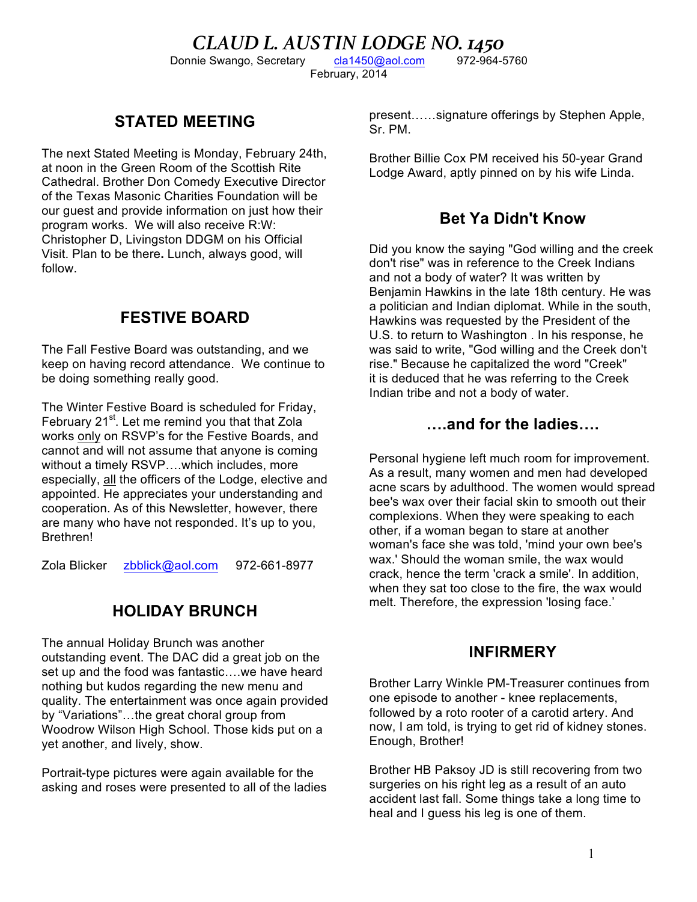# CLAUD L. AUSTIN LODGE NO. 1450

Donnie Swango, Secretary     cla1450@aol.com     972-964-5760

February, 2014

## STATED MEETING

The next Stated Meeting is Monday, February 24th, at noon in the Green Room of the Scottish Rite Cathedral. Brother Don Comedy Executive Director of the Texas Masonic Charities Foundation will be our guest and provide information on just how their program works. We will also receive R:W: Christopher D, Livingston DDGM on his Official Visit. Plan to be there**.** Lunch, always good, will follow.

## FESTIVE BOARD

The Fall Festive Board was outstanding, and we keep on having record attendance. We continue to be doing something really good.

The Winter Festive Board is scheduled for Friday, February 21st. Let me remind you that that Zola works only on RSVP's for the Festive Boards, and cannot and will not assume that anyone is coming without a timely RSVP….which includes, more especially, all the officers of the Lodge, elective and appointed. He appreciates your understanding and cooperation. As of this Newsletter, however, there are many who have not responded. It's up to you, Brethren!

Zola Blicker     zbblick@aol.com     972-661-8977

## HOLIDAY BRUNCH

The annual Holiday Brunch was another outstanding event. The DAC did a great job on the set up and the food was fantastic….we have heard nothing but kudos regarding the new menu and quality. The entertainment was once again provided by "Variations"…the great choral group from Woodrow Wilson High School. Those kids put on a yet another, and lively, show.

Portrait-type pictures were again available for the asking and roses were presented to all of the ladies present……signature offerings by Stephen Apple, Sr. PM.

Brother Billie Cox PM received his 50-year Grand Lodge Award, aptly pinned on by his wife Linda.

## Bet Ya Didn't Know

Did you know the saying "God willing and the creek don't rise" was in reference to the Creek Indians and not a body of water? It was written by Benjamin Hawkins in the late 18th century. He was a politician and Indian diplomat. While in the south, Hawkins was requested by the President of the U.S. to return to Washington . In his response, he was said to write, "God willing and the Creek don't rise." Because he capitalized the word "Creek" it is deduced that he was referring to the Creek Indian tribe and not a body of water.

## ….and for the ladies….

Personal hygiene left much room for improvement. As a result, many women and men had developed acne scars by adulthood. The women would spread bee's wax over their facial skin to smooth out their complexions. When they were speaking to each other, if a woman began to stare at another woman's face she was told, 'mind your own bee's wax.' Should the woman smile, the wax would crack, hence the term 'crack a smile'. In addition, when they sat too close to the fire, the wax would melt. Therefore, the expression 'losing face.'

## INFIRMERY

Brother Larry Winkle PM-Treasurer continues from one episode to another - knee replacements, followed by a roto rooter of a carotid artery. And now, I am told, is trying to get rid of kidney stones. Enough, Brother!

Brother HB Paksoy JD is still recovering from two surgeries on his right leg as a result of an auto accident last fall. Some things take a long time to heal and I guess his leg is one of them.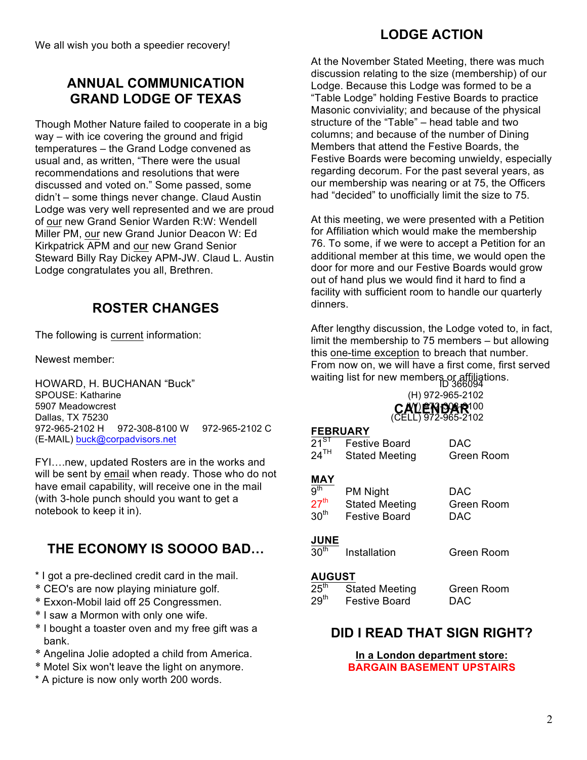We all wish you both a speedier recovery!

## ANNUAL COMMUNICATION GRAND LODGE OF TEXAS

Though Mother Nature failed to cooperate in a big way – with ice covering the ground and frigid temperatures – the Grand Lodge convened as usual and, as written, "There were the usual recommendations and resolutions that were discussed and voted on." Some passed, some didn't – some things never change. Claud Austin Lodge was very well represented and we are proud of our new Grand Senior Warden R:W: Wendell Miller PM, our new Grand Junior Deacon W: Ed Kirkpatrick APM and our new Grand Senior Steward Billy Ray Dickey APM-JW. Claud L. Austin Lodge congratulates you all, Brethren.

## ROSTER CHANGES

The following is current information:

Newest member:

HOWARD, H. BUCHANAN "Buck"
SPOUSE: Katharine
5907 Meadowcrest
Dallas, TX 75230
972-965-2102 H 972-308-8100 W 972-965-2102 C
(E-MAIL) buck@corpadvisors.net

FYI….new, updated Rosters are in the works and will be sent by email when ready. Those who do not have email capability, will receive one in the mail (with 3-hole punch should you want to get a notebook to keep it in).

## THE ECONOMY IS SOOOO BAD…

* I got a pre-declined credit card in the mail.
* CEO's are now playing miniature golf.
* Exxon-Mobil laid off 25 Congressmen.
* I saw a Mormon with only one wife.
* I bought a toaster oven and my free gift was a bank.
* Angelina Jolie adopted a child from America.
* Motel Six won't leave the light on anymore.
* A picture is now only worth 200 words.

## LODGE ACTION

At the November Stated Meeting, there was much discussion relating to the size (membership) of our Lodge. Because this Lodge was formed to be a "Table Lodge" holding Festive Boards to practice Masonic conviviality; and because of the physical structure of the "Table" – head table and two columns; and because of the number of Dining Members that attend the Festive Boards, the Festive Boards were becoming unwieldy, especially regarding decorum. For the past several years, as our membership was nearing or at 75, the Officers had "decided" to unofficially limit the size to 75.

At this meeting, we were presented with a Petition for Affiliation which would make the membership 76. To some, if we were to accept a Petition for an additional member at this time, we would open the door for more and our Festive Boards would grow out of hand plus we would find it hard to find a facility with sufficient room to handle our quarterly dinners.

After lengthy discussion, the Lodge voted to, in fact, limit the membership to 75 members – but allowing this one-time exception to breach that number. From now on, we will have a first come, first served waiting list for new members or affiliations.

ID 366094
(H) 972-965-2102
(W) 972-308-8100
(CELL) 972-965-2102

## CALENDAR

**FEBRUARY**

| | | |
|---|---|---|
| 21ST | Festive Board | DAC |
| 24TH | Stated Meeting | Green Room |

**MAY**

| | | |
|---|---|---|
| 9th | PM Night | DAC |
| 27th | Stated Meeting | Green Room |
| 30th | Festive Board | DAC |

**JUNE**

| | | |
|---|---|---|
| 30th | Installation | Green Room |

**AUGUST**

| | | |
|---|---|---|
| 25th | Stated Meeting | Green Room |
| 29th | Festive Board | DAC |

## DID I READ THAT SIGN RIGHT?

**In a London department store:**
**BARGAIN BASEMENT UPSTAIRS**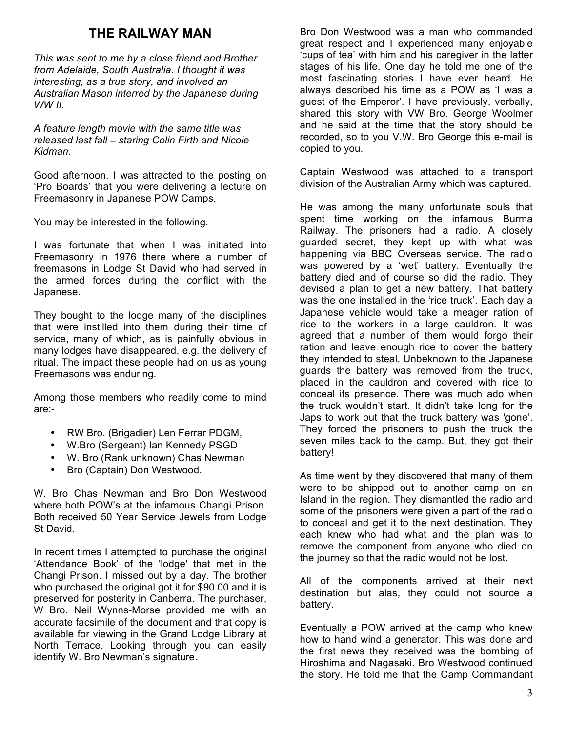# THE RAILWAY MAN

*This was sent to me by a close friend and Brother from Adelaide, South Australia. I thought it was interesting, as a true story, and involved an Australian Mason interred by the Japanese during WW II.*

*A feature length movie with the same title was released last fall – staring Colin Firth and Nicole Kidman.*

Good afternoon. I was attracted to the posting on 'Pro Boards' that you were delivering a lecture on Freemasonry in Japanese POW Camps.

You may be interested in the following.

I was fortunate that when I was initiated into Freemasonry in 1976 there where a number of freemasons in Lodge St David who had served in the armed forces during the conflict with the Japanese.

They bought to the lodge many of the disciplines that were instilled into them during their time of service, many of which, as is painfully obvious in many lodges have disappeared, e.g. the delivery of ritual. The impact these people had on us as young Freemasons was enduring.

Among those members who readily come to mind are:-

- RW Bro. (Brigadier) Len Ferrar PDGM,
- W.Bro (Sergeant) Ian Kennedy PSGD
- W. Bro (Rank unknown) Chas Newman
- Bro (Captain) Don Westwood.

W. Bro Chas Newman and Bro Don Westwood where both POW's at the infamous Changi Prison. Both received 50 Year Service Jewels from Lodge St David.

In recent times I attempted to purchase the original 'Attendance Book' of the 'lodge' that met in the Changi Prison. I missed out by a day. The brother who purchased the original got it for $90.00 and it is preserved for posterity in Canberra. The purchaser, W Bro. Neil Wynns-Morse provided me with an accurate facsimile of the document and that copy is available for viewing in the Grand Lodge Library at North Terrace. Looking through you can easily identify W. Bro Newman's signature.

Bro Don Westwood was a man who commanded great respect and I experienced many enjoyable 'cups of tea' with him and his caregiver in the latter stages of his life. One day he told me one of the most fascinating stories I have ever heard. He always described his time as a POW as 'I was a guest of the Emperor'. I have previously, verbally, shared this story with VW Bro. George Woolmer and he said at the time that the story should be recorded, so to you V.W. Bro George this e-mail is copied to you.

Captain Westwood was attached to a transport division of the Australian Army which was captured.

He was among the many unfortunate souls that spent time working on the infamous Burma Railway. The prisoners had a radio. A closely guarded secret, they kept up with what was happening via BBC Overseas service. The radio was powered by a 'wet' battery. Eventually the battery died and of course so did the radio. They devised a plan to get a new battery. That battery was the one installed in the 'rice truck'. Each day a Japanese vehicle would take a meager ration of rice to the workers in a large cauldron. It was agreed that a number of them would forgo their ration and leave enough rice to cover the battery they intended to steal. Unbeknown to the Japanese guards the battery was removed from the truck, placed in the cauldron and covered with rice to conceal its presence. There was much ado when the truck wouldn't start. It didn't take long for the Japs to work out that the truck battery was 'gone'. They forced the prisoners to push the truck the seven miles back to the camp. But, they got their battery!

As time went by they discovered that many of them were to be shipped out to another camp on an Island in the region. They dismantled the radio and some of the prisoners were given a part of the radio to conceal and get it to the next destination. They each knew who had what and the plan was to remove the component from anyone who died on the journey so that the radio would not be lost.

All of the components arrived at their next destination but alas, they could not source a battery.

Eventually a POW arrived at the camp who knew how to hand wind a generator. This was done and the first news they received was the bombing of Hiroshima and Nagasaki. Bro Westwood continued the story. He told me that the Camp Commandant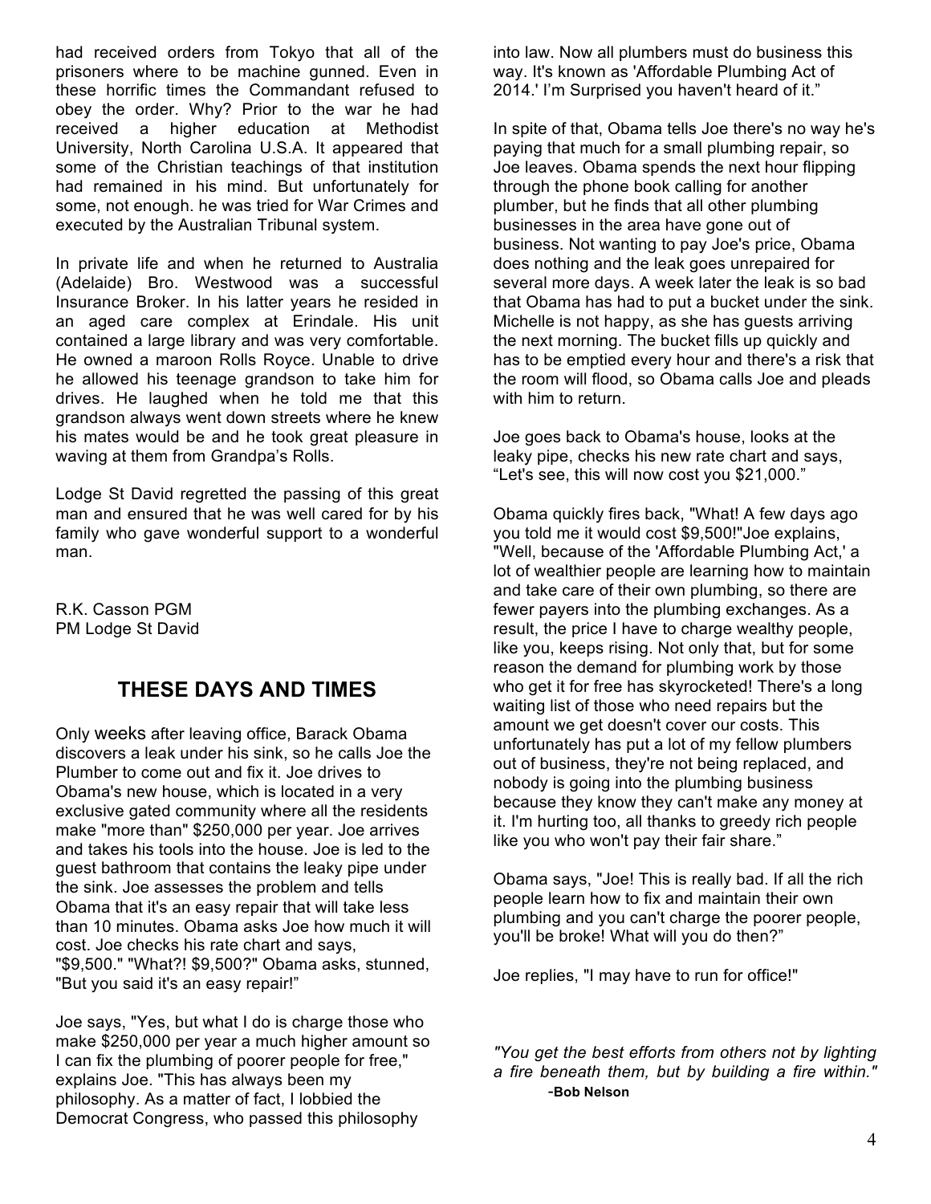had received orders from Tokyo that all of the prisoners where to be machine gunned. Even in these horrific times the Commandant refused to obey the order. Why? Prior to the war he had received a higher education at Methodist University, North Carolina U.S.A. It appeared that some of the Christian teachings of that institution had remained in his mind. But unfortunately for some, not enough. he was tried for War Crimes and executed by the Australian Tribunal system.

In private life and when he returned to Australia (Adelaide) Bro. Westwood was a successful Insurance Broker. In his latter years he resided in an aged care complex at Erindale. His unit contained a large library and was very comfortable. He owned a maroon Rolls Royce. Unable to drive he allowed his teenage grandson to take him for drives. He laughed when he told me that this grandson always went down streets where he knew his mates would be and he took great pleasure in waving at them from Grandpa's Rolls.

Lodge St David regretted the passing of this great man and ensured that he was well cared for by his family who gave wonderful support to a wonderful man.

R.K. Casson PGM
PM Lodge St David

## THESE DAYS AND TIMES

Only weeks after leaving office, Barack Obama discovers a leak under his sink, so he calls Joe the Plumber to come out and fix it. Joe drives to Obama's new house, which is located in a very exclusive gated community where all the residents make "more than" $250,000 per year. Joe arrives and takes his tools into the house. Joe is led to the guest bathroom that contains the leaky pipe under the sink. Joe assesses the problem and tells Obama that it's an easy repair that will take less than 10 minutes. Obama asks Joe how much it will cost. Joe checks his rate chart and says, "$9,500." "What?! $9,500?" Obama asks, stunned, "But you said it's an easy repair!"

Joe says, "Yes, but what I do is charge those who make $250,000 per year a much higher amount so I can fix the plumbing of poorer people for free," explains Joe. "This has always been my philosophy. As a matter of fact, I lobbied the Democrat Congress, who passed this philosophy into law. Now all plumbers must do business this way. It's known as 'Affordable Plumbing Act of 2014.' I'm Surprised you haven't heard of it."

In spite of that, Obama tells Joe there's no way he's paying that much for a small plumbing repair, so Joe leaves. Obama spends the next hour flipping through the phone book calling for another plumber, but he finds that all other plumbing businesses in the area have gone out of business. Not wanting to pay Joe's price, Obama does nothing and the leak goes unrepaired for several more days. A week later the leak is so bad that Obama has had to put a bucket under the sink. Michelle is not happy, as she has guests arriving the next morning. The bucket fills up quickly and has to be emptied every hour and there's a risk that the room will flood, so Obama calls Joe and pleads with him to return.

Joe goes back to Obama's house, looks at the leaky pipe, checks his new rate chart and says, "Let's see, this will now cost you $21,000."

Obama quickly fires back, "What! A few days ago you told me it would cost $9,500!"Joe explains, "Well, because of the 'Affordable Plumbing Act,' a lot of wealthier people are learning how to maintain and take care of their own plumbing, so there are fewer payers into the plumbing exchanges. As a result, the price I have to charge wealthy people, like you, keeps rising. Not only that, but for some reason the demand for plumbing work by those who get it for free has skyrocketed! There's a long waiting list of those who need repairs but the amount we get doesn't cover our costs. This unfortunately has put a lot of my fellow plumbers out of business, they're not being replaced, and nobody is going into the plumbing business because they know they can't make any money at it. I'm hurting too, all thanks to greedy rich people like you who won't pay their fair share."

Obama says, "Joe! This is really bad. If all the rich people learn how to fix and maintain their own plumbing and you can't charge the poorer people, you'll be broke! What will you do then?"

Joe replies, "I may have to run for office!"

*"You get the best efforts from others not by lighting a fire beneath them, but by building a fire within."*
**-Bob Nelson**